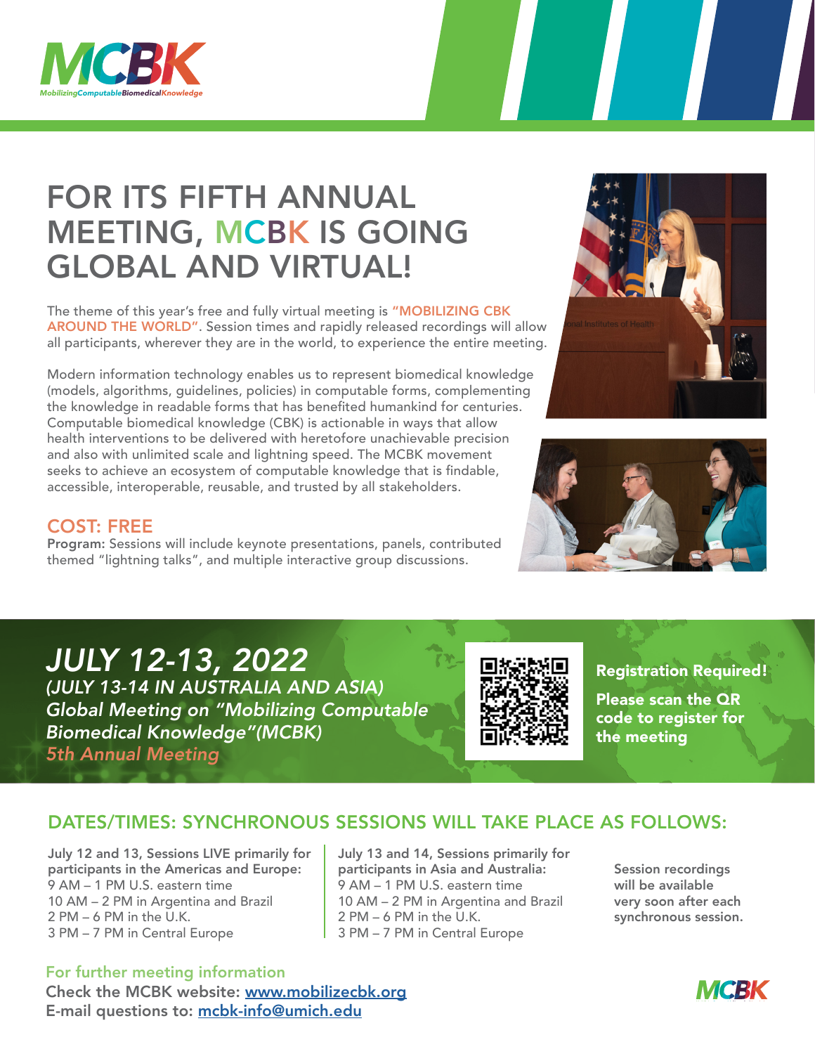MCBK

*MobilizingComputableBiomedicalKnowledge*

# FOR ITS FIFTH ANNUAL MEETING, MCBK IS GOING GLOBAL AND VIRTUAL!

The theme of this year's free and fully virtual meeting is **"MOBILIZING CBK AROUND THE WORLD"**. Session times and rapidly released recordings will allow all participants, wherever they are in the world, to experience the entire meeting.

Modern information technology enables us to represent biomedical knowledge (models, algorithms, guidelines, policies) in computable forms, complementing the knowledge in readable forms that has benefited humankind for centuries. Computable biomedical knowledge (CBK) is actionable in ways that allow health interventions to be delivered with heretofore unachievable precision and also with unlimited scale and lightning speed. The MCBK movement seeks to achieve an ecosystem of computable knowledge that is findable, accessible, interoperable, reusable, and trusted by all stakeholders.

## COST: FREE

**Program:** Sessions will include keynote presentations, panels, contributed themed "lightning talks", and multiple interactive group discussions.

## *JULY 12-13, 2022*

***(JULY 13-14 IN AUSTRALIA AND ASIA)***

***Global Meeting on "Mobilizing Computable Biomedical Knowledge"(MCBK)***

***5th Annual Meeting***

**Registration Required!**

**Please scan the QR code to register for the meeting**

## DATES/TIMES: SYNCHRONOUS SESSIONS WILL TAKE PLACE AS FOLLOWS:

**July 12 and 13, Sessions LIVE primarily for participants in the Americas and Europe:**
9 AM – 1 PM U.S. eastern time
10 AM – 2 PM in Argentina and Brazil
2 PM – 6 PM in the U.K.
3 PM – 7 PM in Central Europe

**July 13 and 14, Sessions primarily for participants in Asia and Australia:**
9 AM – 1 PM U.S. eastern time
10 AM – 2 PM in Argentina and Brazil
2 PM – 6 PM in the U.K.
3 PM – 7 PM in Central Europe

**Session recordings will be available very soon after each synchronous session.**

For further meeting information

**Check the MCBK website: [www.mobilizecbk.org](www.mobilizecbk.org)**

**E-mail questions to: [mcbk-info@umich.edu](mailto:mcbk-info@umich.edu)**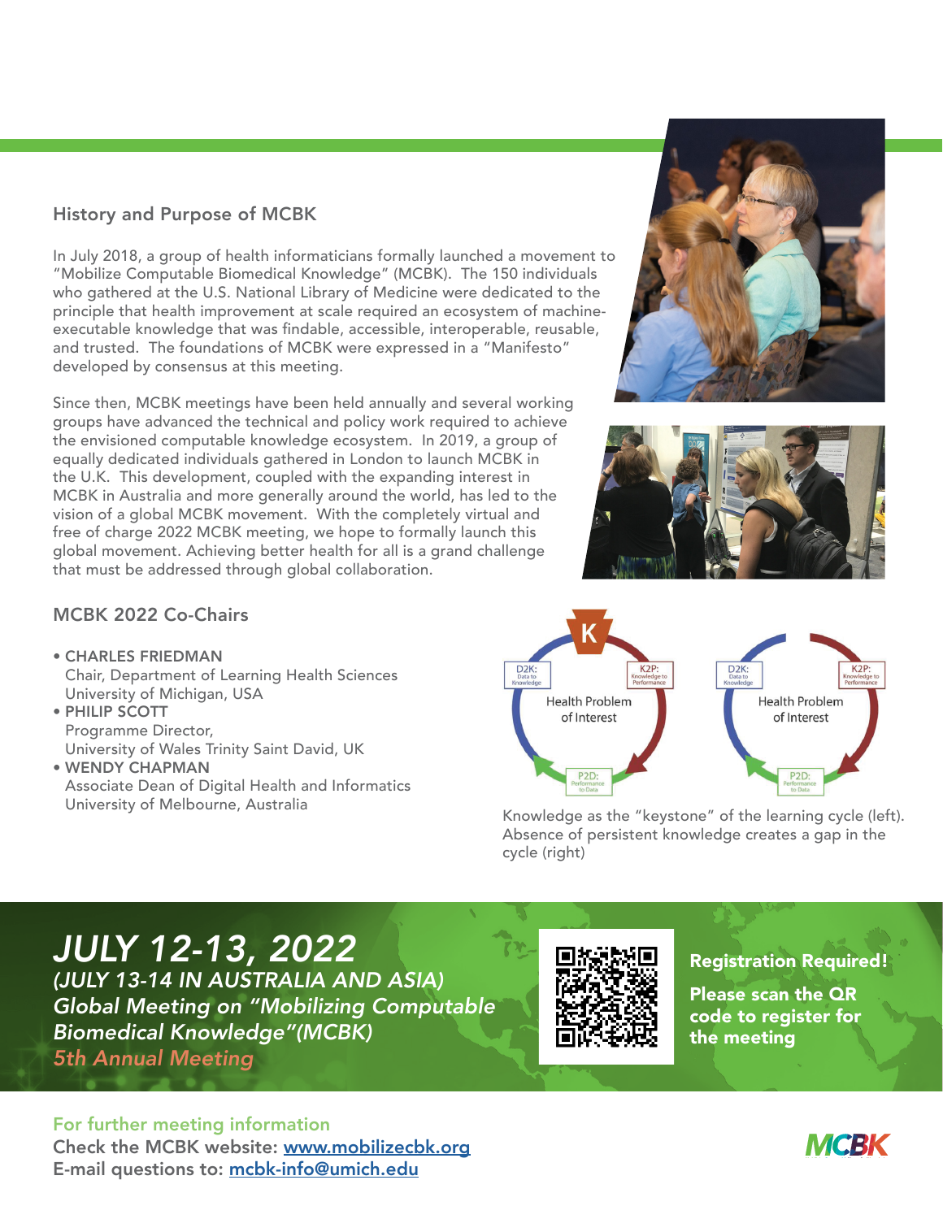## History and Purpose of MCBK

In July 2018, a group of health informaticians formally launched a movement to "Mobilize Computable Biomedical Knowledge" (MCBK). The 150 individuals who gathered at the U.S. National Library of Medicine were dedicated to the principle that health improvement at scale required an ecosystem of machine-executable knowledge that was findable, accessible, interoperable, reusable, and trusted. The foundations of MCBK were expressed in a "Manifesto" developed by consensus at this meeting.

Since then, MCBK meetings have been held annually and several working groups have advanced the technical and policy work required to achieve the envisioned computable knowledge ecosystem. In 2019, a group of equally dedicated individuals gathered in London to launch MCBK in the U.K. This development, coupled with the expanding interest in MCBK in Australia and more generally around the world, has led to the vision of a global MCBK movement. With the completely virtual and free of charge 2022 MCBK meeting, we hope to formally launch this global movement. Achieving better health for all is a grand challenge that must be addressed through global collaboration.

## MCBK 2022 Co-Chairs

- **CHARLES FRIEDMAN**
  Chair, Department of Learning Health Sciences
  University of Michigan, USA
- **PHILIP SCOTT**
  Programme Director,
  University of Wales Trinity Saint David, UK
- **WENDY CHAPMAN**
  Associate Dean of Digital Health and Informatics
  University of Melbourne, Australia

K

D2K: Data to Knowledge

K2P: Knowledge to Performance

P2D: Performance to Data

Health Problem of Interest

Knowledge as the "keystone" of the learning cycle (left). Absence of persistent knowledge creates a gap in the cycle (right)

# *JULY 12-13, 2022*

***(JULY 13-14 IN AUSTRALIA AND ASIA)***

***Global Meeting on "Mobilizing Computable Biomedical Knowledge"(MCBK)***

***5th Annual Meeting***

**Registration Required!**

**Please scan the QR code to register for the meeting**

For further meeting information

**Check the MCBK website: www.mobilizecbk.org**

**E-mail questions to: mcbk-info@umich.edu**

MCBK